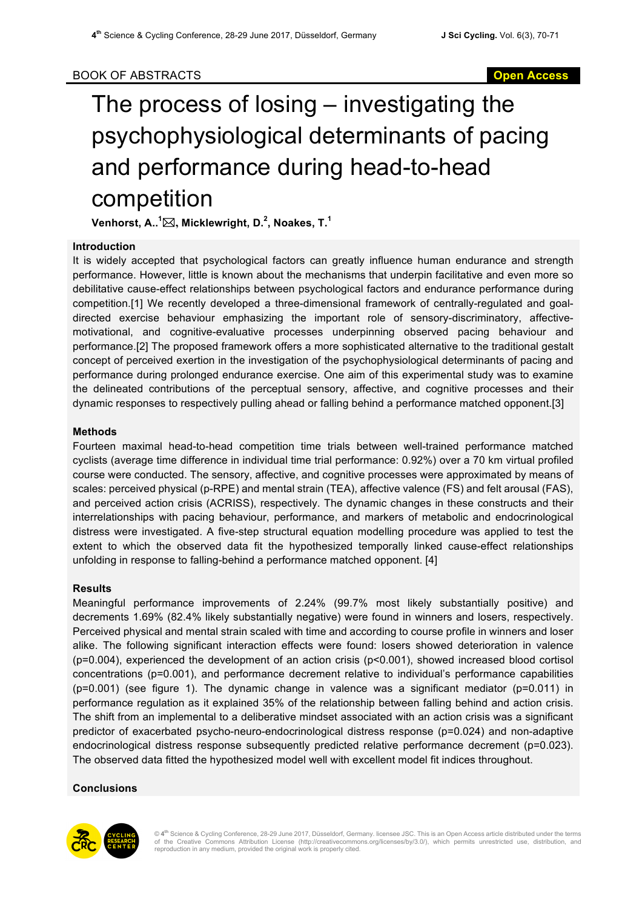BOOK OF ABSTRACTS

Open Access

# The process of losing – investigating the psychophysiological determinants of pacing and performance during head-to-head competition

**Venhorst, A..[1]✉, Micklewright, D.[2], Noakes, T.[1]**

## Introduction

It is widely accepted that psychological factors can greatly influence human endurance and strength performance. However, little is known about the mechanisms that underpin facilitative and even more so debilitative cause-effect relationships between psychological factors and endurance performance during competition.[1] We recently developed a three-dimensional framework of centrally-regulated and goal-directed exercise behaviour emphasizing the important role of sensory-discriminatory, affective-motivational, and cognitive-evaluative processes underpinning observed pacing behaviour and performance.[2] The proposed framework offers a more sophisticated alternative to the traditional gestalt concept of perceived exertion in the investigation of the psychophysiological determinants of pacing and performance during prolonged endurance exercise. One aim of this experimental study was to examine the delineated contributions of the perceptual sensory, affective, and cognitive processes and their dynamic responses to respectively pulling ahead or falling behind a performance matched opponent.[3]

## Methods

Fourteen maximal head-to-head competition time trials between well-trained performance matched cyclists (average time difference in individual time trial performance: 0.92%) over a 70 km virtual profiled course were conducted. The sensory, affective, and cognitive processes were approximated by means of scales: perceived physical (p-RPE) and mental strain (TEA), affective valence (FS) and felt arousal (FAS), and perceived action crisis (ACRISS), respectively. The dynamic changes in these constructs and their interrelationships with pacing behaviour, performance, and markers of metabolic and endocrinological distress were investigated. A five-step structural equation modelling procedure was applied to test the extent to which the observed data fit the hypothesized temporally linked cause-effect relationships unfolding in response to falling-behind a performance matched opponent. [4]

## Results

Meaningful performance improvements of 2.24% (99.7% most likely substantially positive) and decrements 1.69% (82.4% likely substantially negative) were found in winners and losers, respectively. Perceived physical and mental strain scaled with time and according to course profile in winners and loser alike. The following significant interaction effects were found: losers showed deterioration in valence ($p=0.004$), experienced the development of an action crisis ($p<0.001$), showed increased blood cortisol concentrations ($p=0.001$), and performance decrement relative to individual's performance capabilities ($p=0.001$) (see figure 1). The dynamic change in valence was a significant mediator ($p=0.011$) in performance regulation as it explained 35% of the relationship between falling behind and action crisis. The shift from an implemental to a deliberative mindset associated with an action crisis was a significant predictor of exacerbated psycho-neuro-endocrinological distress response ($p=0.024$) and non-adaptive endocrinological distress response subsequently predicted relative performance decrement ($p=0.023$). The observed data fitted the hypothesized model well with excellent model fit indices throughout.

## Conclusions

© 4th Science & Cycling Conference, 28-29 June 2017, Düsseldorf, Germany. licensee JSC. This is an Open Access article distributed under the terms of the Creative Commons Attribution License (http://creativecommons.org/licenses/by/3.0/), which permits unrestricted use, distribution, and reproduction in any medium, provided the original work is properly cited.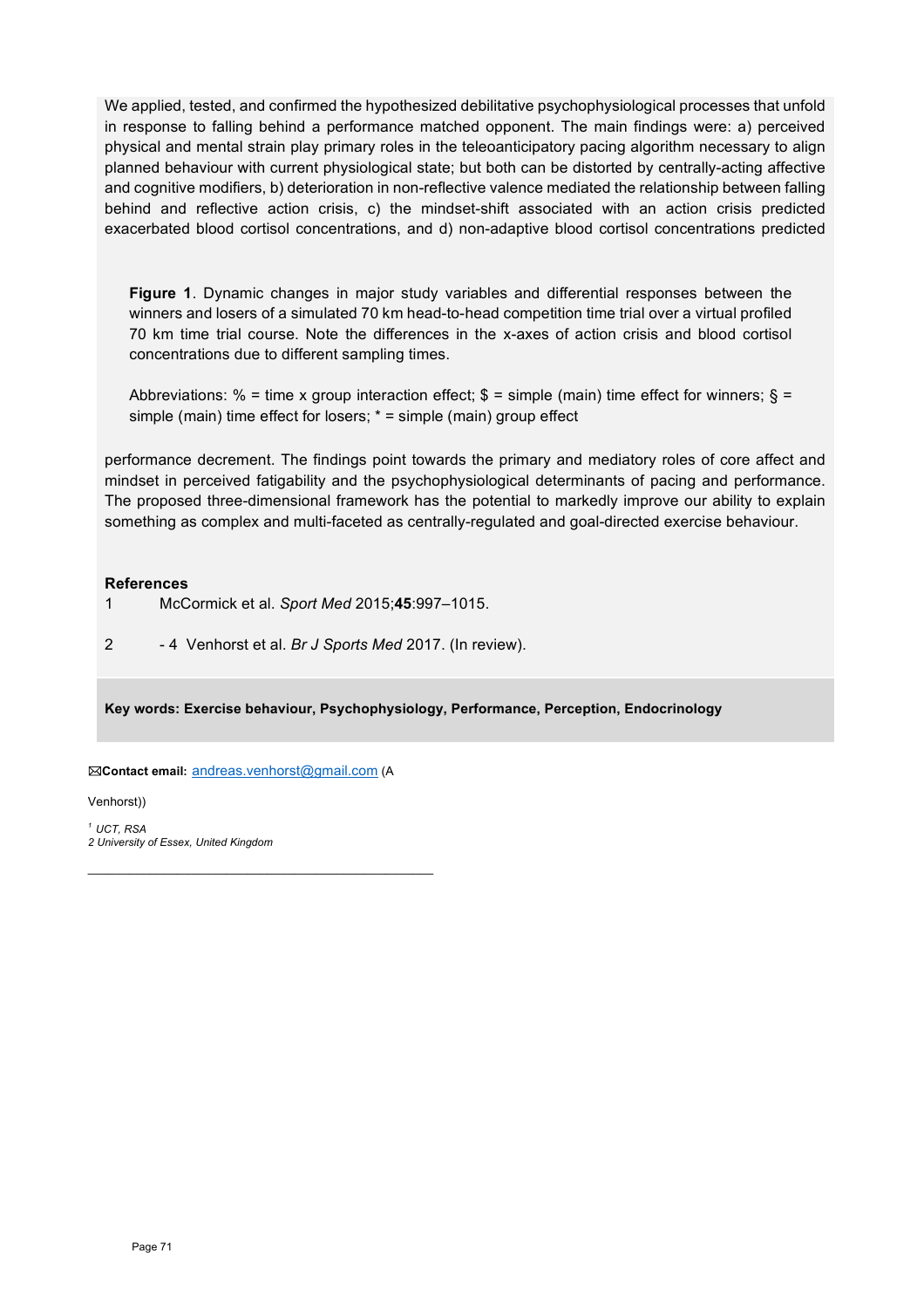We applied, tested, and confirmed the hypothesized debilitative psychophysiological processes that unfold in response to falling behind a performance matched opponent. The main findings were: a) perceived physical and mental strain play primary roles in the teleoanticipatory pacing algorithm necessary to align planned behaviour with current physiological state; but both can be distorted by centrally-acting affective and cognitive modifiers, b) deterioration in non-reflective valence mediated the relationship between falling behind and reflective action crisis, c) the mindset-shift associated with an action crisis predicted exacerbated blood cortisol concentrations, and d) non-adaptive blood cortisol concentrations predicted

**Figure 1**. Dynamic changes in major study variables and differential responses between the winners and losers of a simulated 70 km head-to-head competition time trial over a virtual profiled 70 km time trial course. Note the differences in the x-axes of action crisis and blood cortisol concentrations due to different sampling times.

Abbreviations: % = time x group interaction effect; $ = simple (main) time effect for winners; § = simple (main) time effect for losers; * = simple (main) group effect

performance decrement. The findings point towards the primary and mediatory roles of core affect and mindset in perceived fatigability and the psychophysiological determinants of pacing and performance. The proposed three-dimensional framework has the potential to markedly improve our ability to explain something as complex and multi-faceted as centrally-regulated and goal-directed exercise behaviour.

## References

1 McCormick et al. *Sport Med* 2015;**45**:997–1015.

2 - 4 Venhorst et al. *Br J Sports Med* 2017. (In review).

**Key words: Exercise behaviour, Psychophysiology, Performance, Perception, Endocrinology**

✉**Contact email:** andreas.venhorst@gmail.com (A Venhorst))

[1] *UCT, RSA*
*2 University of Essex, United Kingdom*